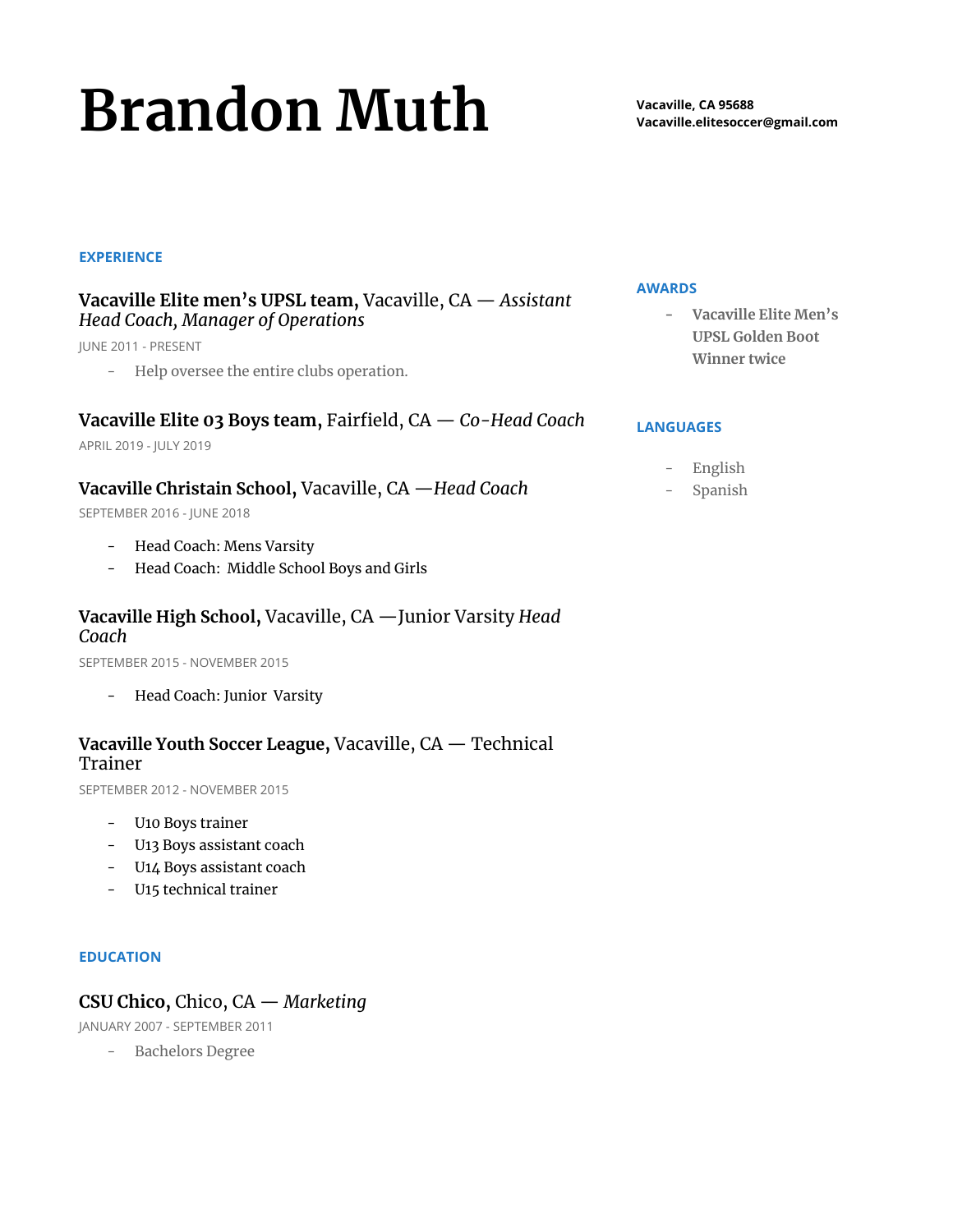# Brandon Muth

**Vacaville, CA 95688**
**Vacaville.elitesoccer@gmail.com**

## EXPERIENCE

### **Vacaville Elite men's UPSL team,** Vacaville, CA — *Assistant Head Coach, Manager of Operations*

JUNE 2011 - PRESENT

- Help oversee the entire clubs operation.

### **Vacaville Elite 03 Boys team,** Fairfield, CA — *Co-Head Coach*

APRIL 2019 - JULY 2019

### **Vacaville Christain School,** Vacaville, CA —*Head Coach*

SEPTEMBER 2016 - JUNE 2018

- Head Coach: Mens Varsity
- Head Coach: Middle School Boys and Girls

### **Vacaville High School,** Vacaville, CA —Junior Varsity *Head Coach*

SEPTEMBER 2015 - NOVEMBER 2015

- Head Coach: Junior Varsity

### **Vacaville Youth Soccer League,** Vacaville, CA — Technical Trainer

SEPTEMBER 2012 - NOVEMBER 2015

- U10 Boys trainer
- U13 Boys assistant coach
- U14 Boys assistant coach
- U15 technical trainer

## EDUCATION

### **CSU Chico,** Chico, CA — *Marketing*

JANUARY 2007 - SEPTEMBER 2011

- Bachelors Degree

## AWARDS

- **Vacaville Elite Men's UPSL Golden Boot Winner twice**

## LANGUAGES

- English
- Spanish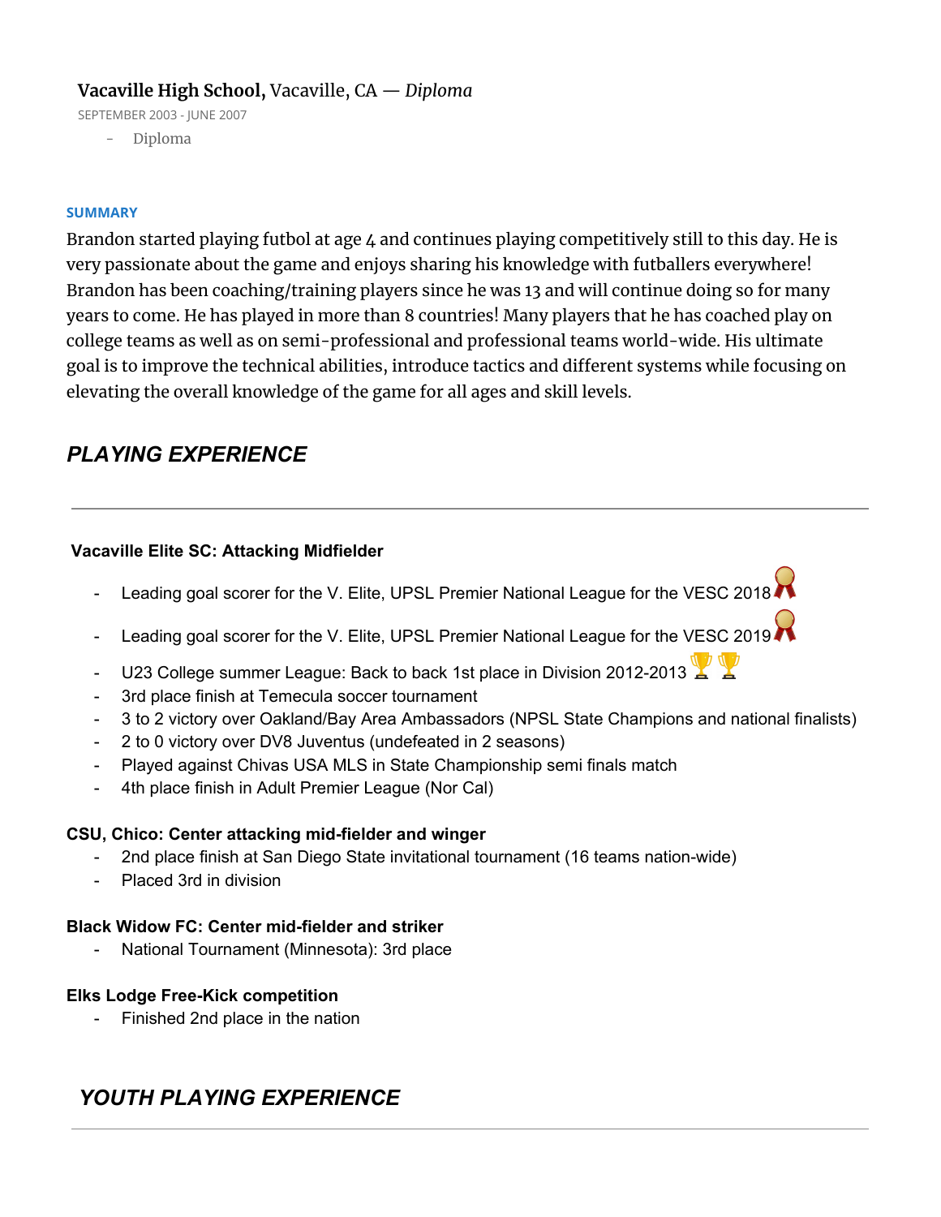**Vacaville High School,** Vacaville, CA — *Diploma*

SEPTEMBER 2003 - JUNE 2007

- Diploma

**SUMMARY**

Brandon started playing futbol at age 4 and continues playing competitively still to this day. He is very passionate about the game and enjoys sharing his knowledge with futballers everywhere! Brandon has been coaching/training players since he was 13 and will continue doing so for many years to come. He has played in more than 8 countries! Many players that he has coached play on college teams as well as on semi-professional and professional teams world-wide. His ultimate goal is to improve the technical abilities, introduce tactics and different systems while focusing on elevating the overall knowledge of the game for all ages and skill levels.

## *PLAYING EXPERIENCE*

---

**Vacaville Elite SC: Attacking Midfielder**

- Leading goal scorer for the V. Elite, UPSL Premier National League for the VESC 2018
- Leading goal scorer for the V. Elite, UPSL Premier National League for the VESC 2019
- U23 College summer League: Back to back 1st place in Division 2012-2013
- 3rd place finish at Temecula soccer tournament
- 3 to 2 victory over Oakland/Bay Area Ambassadors (NPSL State Champions and national finalists)
- 2 to 0 victory over DV8 Juventus (undefeated in 2 seasons)
- Played against Chivas USA MLS in State Championship semi finals match
- 4th place finish in Adult Premier League (Nor Cal)

**CSU, Chico: Center attacking mid-fielder and winger**

- 2nd place finish at San Diego State invitational tournament (16 teams nation-wide)
- Placed 3rd in division

**Black Widow FC: Center mid-fielder and striker**

- National Tournament (Minnesota): 3rd place

**Elks Lodge Free-Kick competition**

- Finished 2nd place in the nation

## *YOUTH PLAYING EXPERIENCE*

---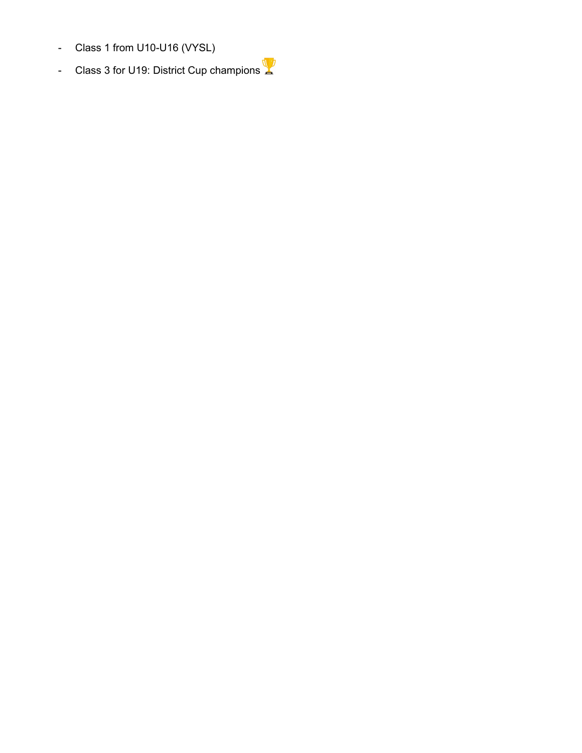- Class 1 from U10-U16 (VYSL)
- Class 3 for U19: District Cup champions 🏆